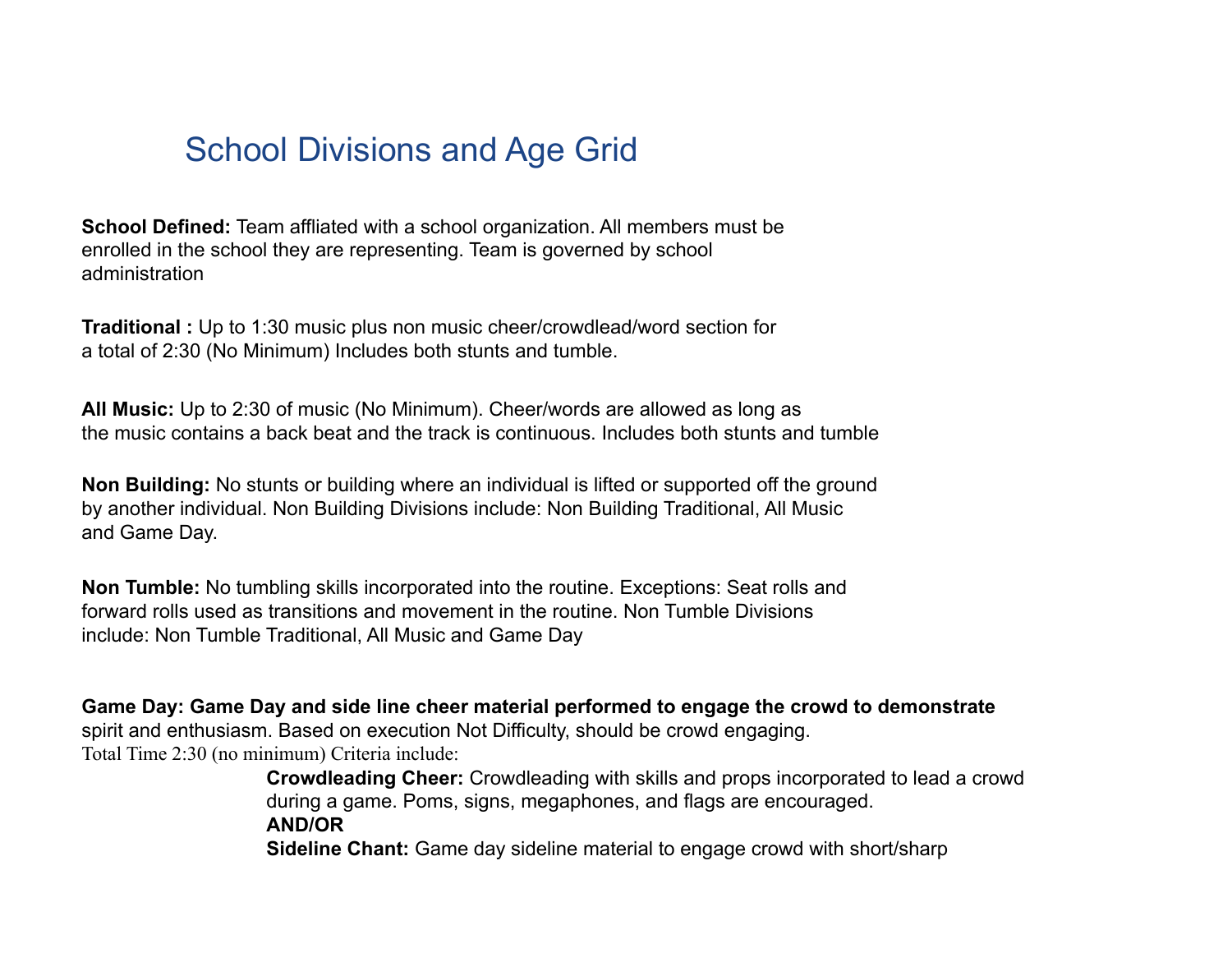# School Divisions and Age Grid

**School Defined:** Team affliated with a school organization. All members must be enrolled in the school they are representing. Team is governed by school administration

**Traditional :** Up to 1:30 music plus non music cheer/crowdlead/word section for a total of 2:30 (No Minimum) Includes both stunts and tumble.

**All Music:** Up to 2:30 of music (No Minimum). Cheer/words are allowed as long as the music contains a back beat and the track is continuous. Includes both stunts and tumble

**Non Building:** No stunts or building where an individual is lifted or supported off the ground by another individual. Non Building Divisions include: Non Building Traditional, All Music and Game Day.

**Non Tumble:** No tumbling skills incorporated into the routine. Exceptions: Seat rolls and forward rolls used as transitions and movement in the routine. Non Tumble Divisions include: Non Tumble Traditional, All Music and Game Day

**Game Day: Game Day and side line cheer material performed to engage the crowd to demonstrate** spirit and enthusiasm. Based on execution Not Difficulty, should be crowd engaging.
Total Time 2:30 (no minimum) Criteria include:

> **Crowdleading Cheer:** Crowdleading with skills and props incorporated to lead a crowd during a game. Poms, signs, megaphones, and flags are encouraged.
> **AND/OR**
> **Sideline Chant:** Game day sideline material to engage crowd with short/sharp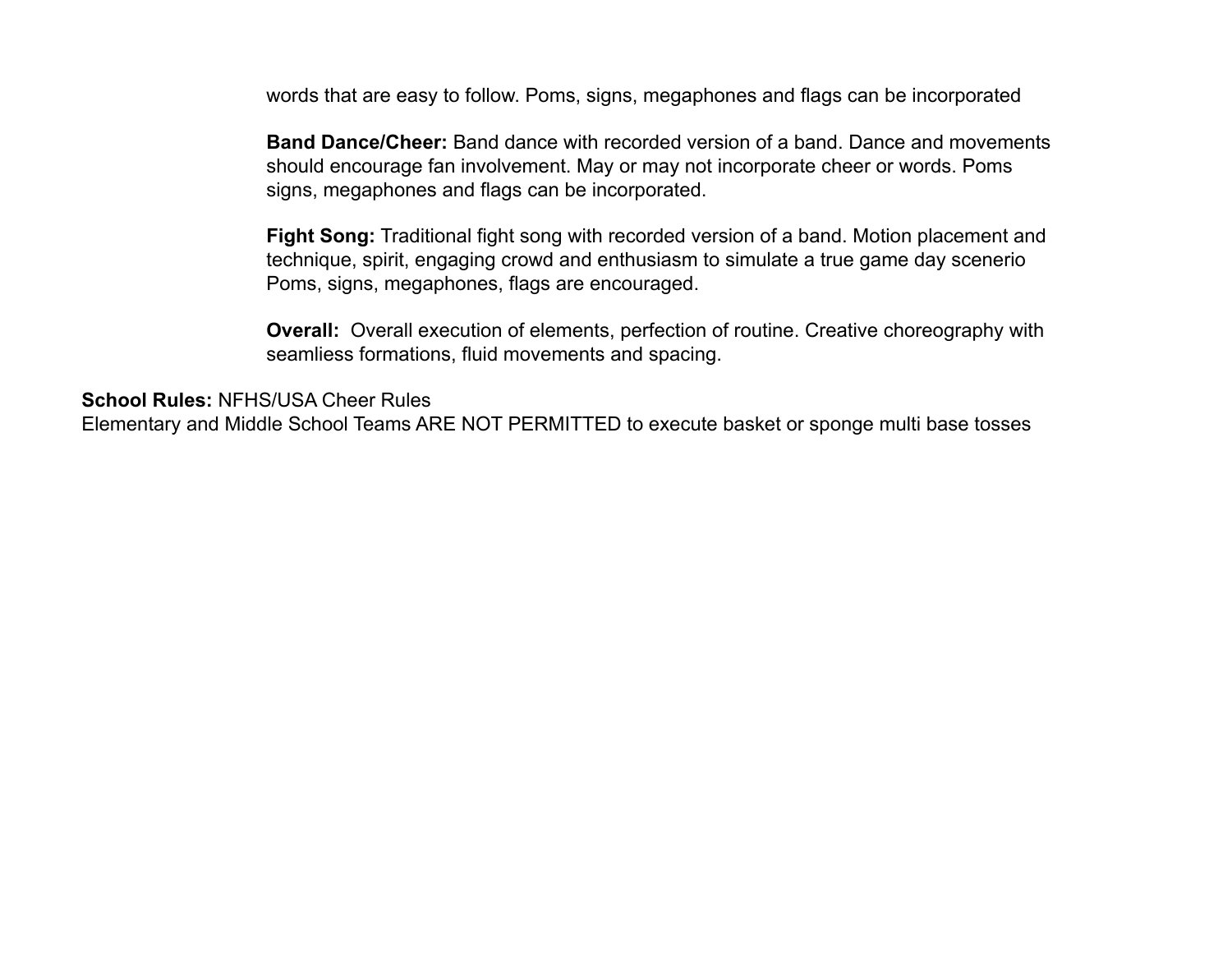words that are easy to follow. Poms, signs, megaphones and flags can be incorporated

**Band Dance/Cheer:** Band dance with recorded version of a band. Dance and movements should encourage fan involvement. May or may not incorporate cheer or words. Poms signs, megaphones and flags can be incorporated.

**Fight Song:** Traditional fight song with recorded version of a band. Motion placement and technique, spirit, engaging crowd and enthusiasm to simulate a true game day scenerio Poms, signs, megaphones, flags are encouraged.

**Overall:** Overall execution of elements, perfection of routine. Creative choreography with seamliess formations, fluid movements and spacing.

**School Rules:** NFHS/USA Cheer Rules
Elementary and Middle School Teams ARE NOT PERMITTED to execute basket or sponge multi base tosses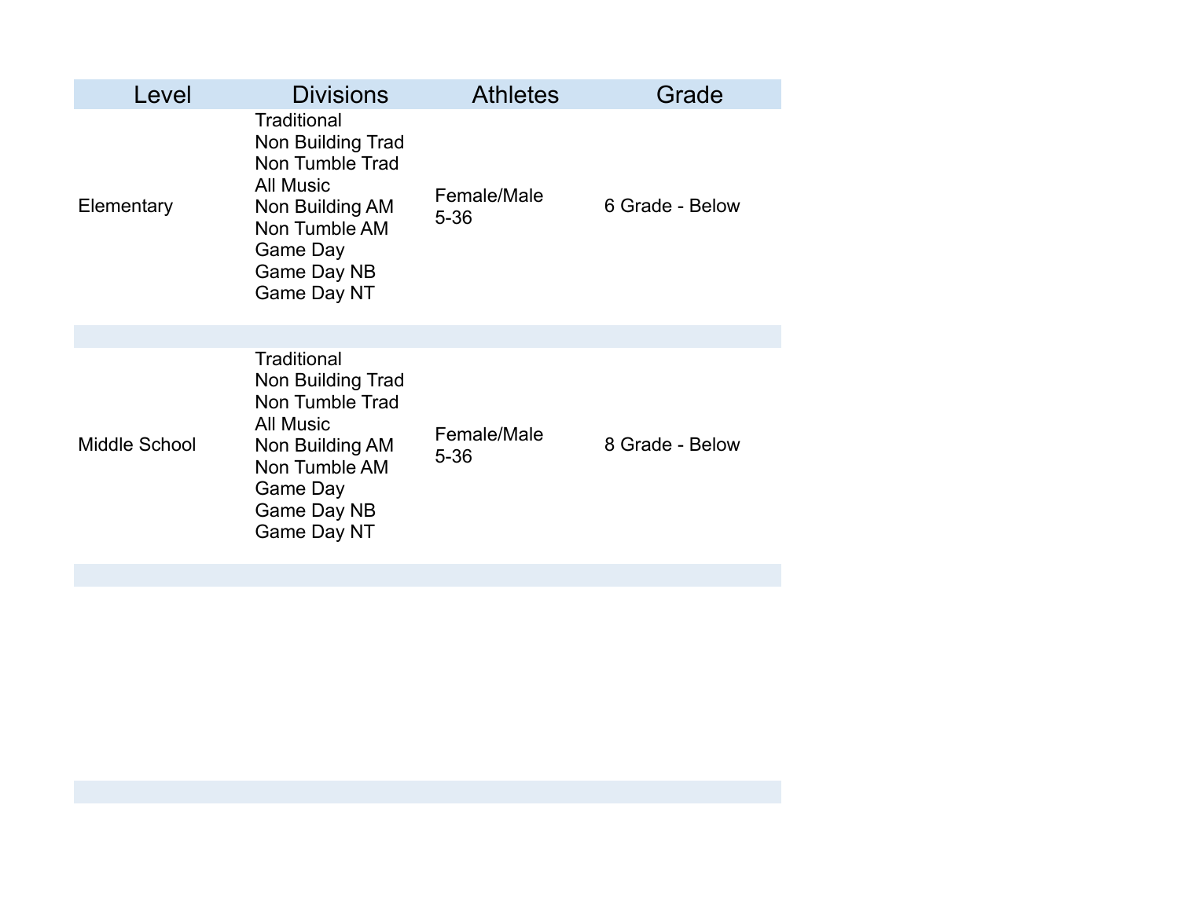| Level | Divisions | Athletes | Grade |
|---|---|---|---|
| Elementary | Traditional<br>Non Building Trad<br>Non Tumble Trad<br>All Music<br>Non Building AM<br>Non Tumble AM<br>Game Day<br>Game Day NB<br>Game Day NT | Female/Male<br>5-36 | 6 Grade - Below |
| | | | |
| Middle School | Traditional<br>Non Building Trad<br>Non Tumble Trad<br>All Music<br>Non Building AM<br>Non Tumble AM<br>Game Day<br>Game Day NB<br>Game Day NT | Female/Male<br>5-36 | 8 Grade - Below |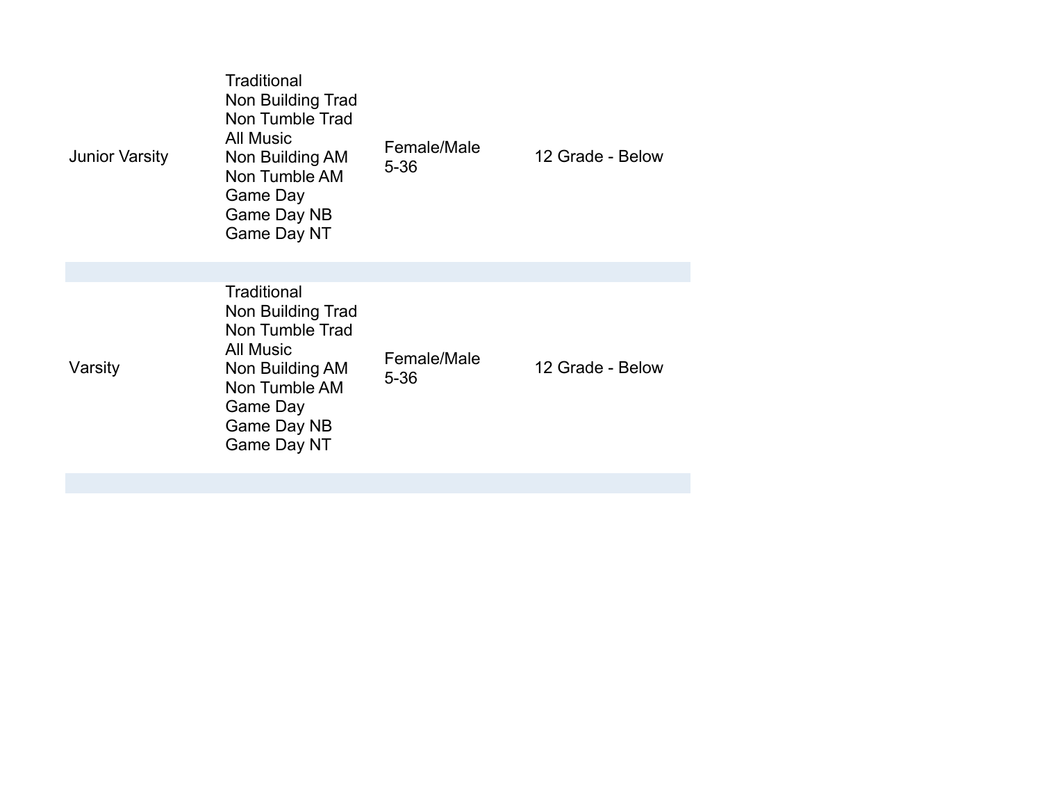| | | | |
|---|---|---|---|
| Junior Varsity | Traditional<br>Non Building Trad<br>Non Tumble Trad<br>All Music<br>Non Building AM<br>Non Tumble AM<br>Game Day<br>Game Day NB<br>Game Day NT | Female/Male<br>5-36 | 12 Grade - Below |
| | | | |
| Varsity | Traditional<br>Non Building Trad<br>Non Tumble Trad<br>All Music<br>Non Building AM<br>Non Tumble AM<br>Game Day<br>Game Day NB<br>Game Day NT | Female/Male<br>5-36 | 12 Grade - Below |
| | | | |